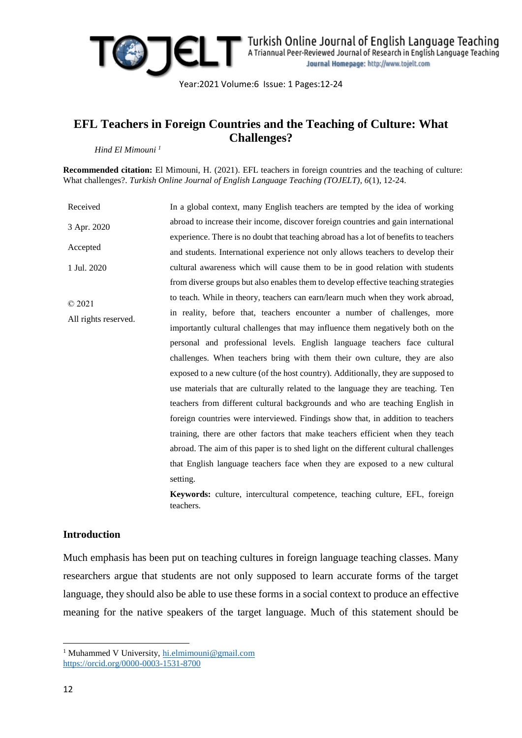# EFL Teachers in Foreign Countries and the Teaching of Culture: What Challenges?

*Hind El Mimouni* [1]

**Recommended citation:** El Mimouni, H. (2021). EFL teachers in foreign countries and the teaching of culture: What challenges?. *Turkish Online Journal of English Language Teaching (TOJELT), 6*(1), 12-24.

Received

3 Apr. 2020

Accepted

1 Jul. 2020

© 2021

All rights reserved.

In a global context, many English teachers are tempted by the idea of working abroad to increase their income, discover foreign countries and gain international experience. There is no doubt that teaching abroad has a lot of benefits to teachers and students. International experience not only allows teachers to develop their cultural awareness which will cause them to be in good relation with students from diverse groups but also enables them to develop effective teaching strategies to teach. While in theory, teachers can earn/learn much when they work abroad, in reality, before that, teachers encounter a number of challenges, more importantly cultural challenges that may influence them negatively both on the personal and professional levels. English language teachers face cultural challenges. When teachers bring with them their own culture, they are also exposed to a new culture (of the host country). Additionally, they are supposed to use materials that are culturally related to the language they are teaching. Ten teachers from different cultural backgrounds and who are teaching English in foreign countries were interviewed. Findings show that, in addition to teachers training, there are other factors that make teachers efficient when they teach abroad. The aim of this paper is to shed light on the different cultural challenges that English language teachers face when they are exposed to a new cultural setting.

**Keywords:** culture, intercultural competence, teaching culture, EFL, foreign teachers.

## Introduction

Much emphasis has been put on teaching cultures in foreign language teaching classes. Many researchers argue that students are not only supposed to learn accurate forms of the target language, they should also be able to use these forms in a social context to produce an effective meaning for the native speakers of the target language. Much of this statement should be

---

[1] Muhammed V University, hi.elmimouni@gmail.com
https://orcid.org/0000-0003-1531-8700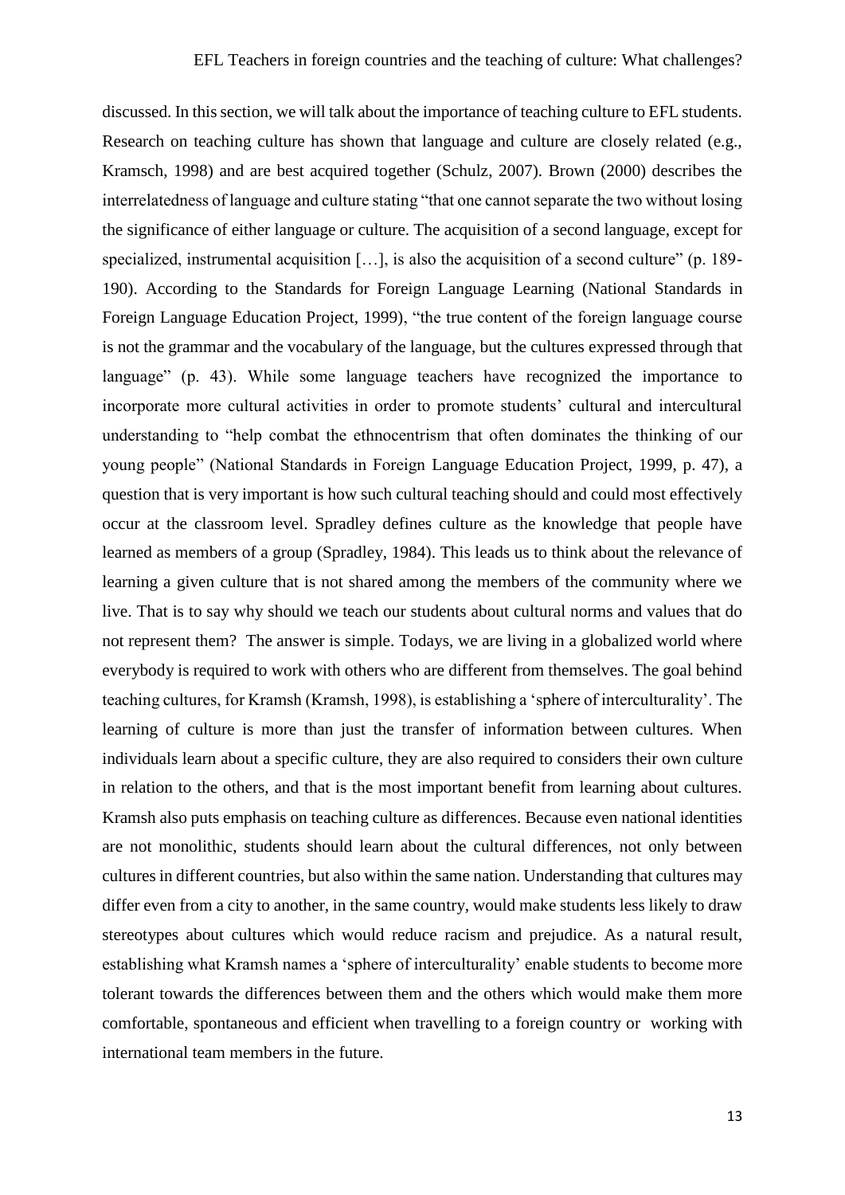discussed. In this section, we will talk about the importance of teaching culture to EFL students. Research on teaching culture has shown that language and culture are closely related (e.g., Kramsch, 1998) and are best acquired together (Schulz, 2007). Brown (2000) describes the interrelatedness of language and culture stating "that one cannot separate the two without losing the significance of either language or culture. The acquisition of a second language, except for specialized, instrumental acquisition […], is also the acquisition of a second culture" (p. 189-190). According to the Standards for Foreign Language Learning (National Standards in Foreign Language Education Project, 1999), "the true content of the foreign language course is not the grammar and the vocabulary of the language, but the cultures expressed through that language" (p. 43). While some language teachers have recognized the importance to incorporate more cultural activities in order to promote students' cultural and intercultural understanding to "help combat the ethnocentrism that often dominates the thinking of our young people" (National Standards in Foreign Language Education Project, 1999, p. 47), a question that is very important is how such cultural teaching should and could most effectively occur at the classroom level. Spradley defines culture as the knowledge that people have learned as members of a group (Spradley, 1984). This leads us to think about the relevance of learning a given culture that is not shared among the members of the community where we live. That is to say why should we teach our students about cultural norms and values that do not represent them? The answer is simple. Todays, we are living in a globalized world where everybody is required to work with others who are different from themselves. The goal behind teaching cultures, for Kramsh (Kramsh, 1998), is establishing a 'sphere of interculturality'. The learning of culture is more than just the transfer of information between cultures. When individuals learn about a specific culture, they are also required to considers their own culture in relation to the others, and that is the most important benefit from learning about cultures. Kramsh also puts emphasis on teaching culture as differences. Because even national identities are not monolithic, students should learn about the cultural differences, not only between cultures in different countries, but also within the same nation. Understanding that cultures may differ even from a city to another, in the same country, would make students less likely to draw stereotypes about cultures which would reduce racism and prejudice. As a natural result, establishing what Kramsh names a 'sphere of interculturality' enable students to become more tolerant towards the differences between them and the others which would make them more comfortable, spontaneous and efficient when travelling to a foreign country or working with international team members in the future.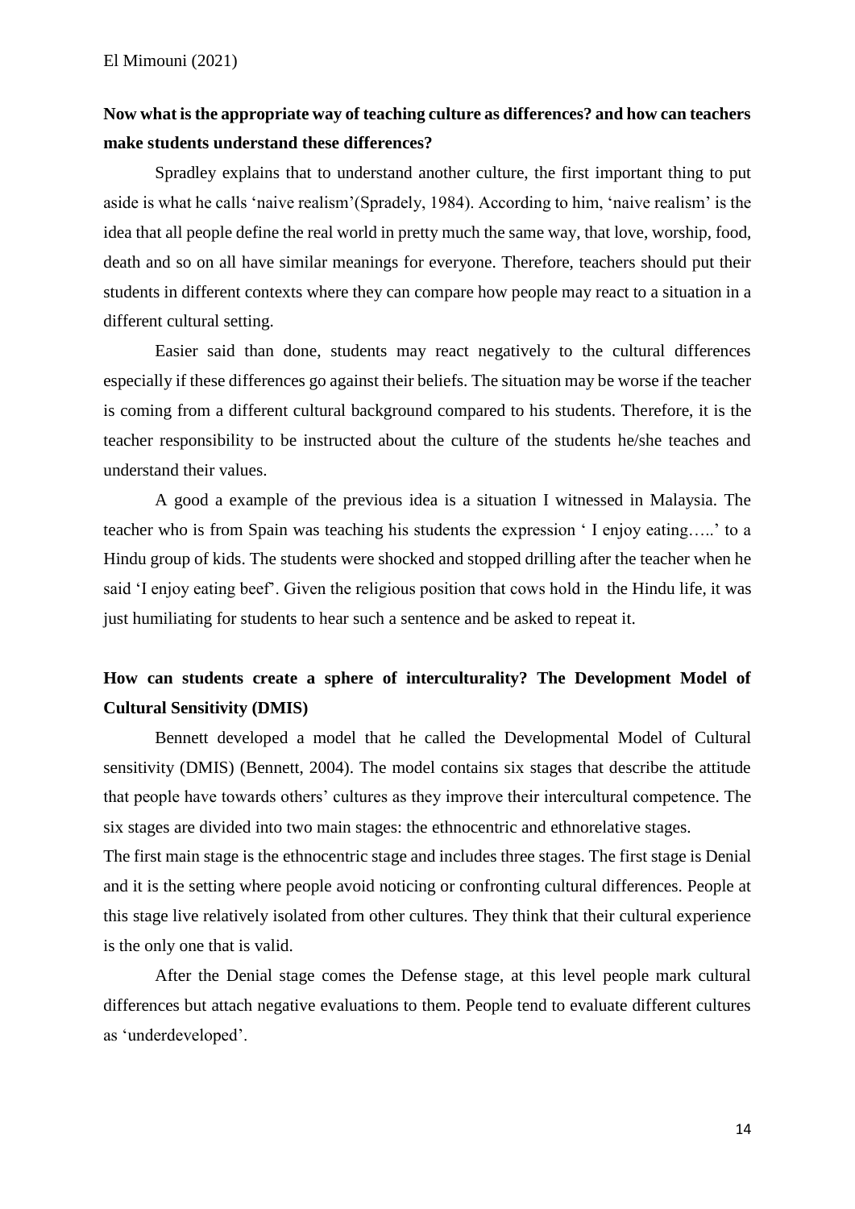**Now what is the appropriate way of teaching culture as differences? and how can teachers make students understand these differences?**

Spradley explains that to understand another culture, the first important thing to put aside is what he calls 'naive realism'(Spradely, 1984). According to him, 'naive realism' is the idea that all people define the real world in pretty much the same way, that love, worship, food, death and so on all have similar meanings for everyone. Therefore, teachers should put their students in different contexts where they can compare how people may react to a situation in a different cultural setting.

Easier said than done, students may react negatively to the cultural differences especially if these differences go against their beliefs. The situation may be worse if the teacher is coming from a different cultural background compared to his students. Therefore, it is the teacher responsibility to be instructed about the culture of the students he/she teaches and understand their values.

A good a example of the previous idea is a situation I witnessed in Malaysia. The teacher who is from Spain was teaching his students the expression ' I enjoy eating…..' to a Hindu group of kids. The students were shocked and stopped drilling after the teacher when he said 'I enjoy eating beef'. Given the religious position that cows hold in the Hindu life, it was just humiliating for students to hear such a sentence and be asked to repeat it.

**How can students create a sphere of interculturality? The Development Model of Cultural Sensitivity (DMIS)**

Bennett developed a model that he called the Developmental Model of Cultural sensitivity (DMIS) (Bennett, 2004). The model contains six stages that describe the attitude that people have towards others' cultures as they improve their intercultural competence. The six stages are divided into two main stages: the ethnocentric and ethnorelative stages.

The first main stage is the ethnocentric stage and includes three stages. The first stage is Denial and it is the setting where people avoid noticing or confronting cultural differences. People at this stage live relatively isolated from other cultures. They think that their cultural experience is the only one that is valid.

After the Denial stage comes the Defense stage, at this level people mark cultural differences but attach negative evaluations to them. People tend to evaluate different cultures as 'underdeveloped'.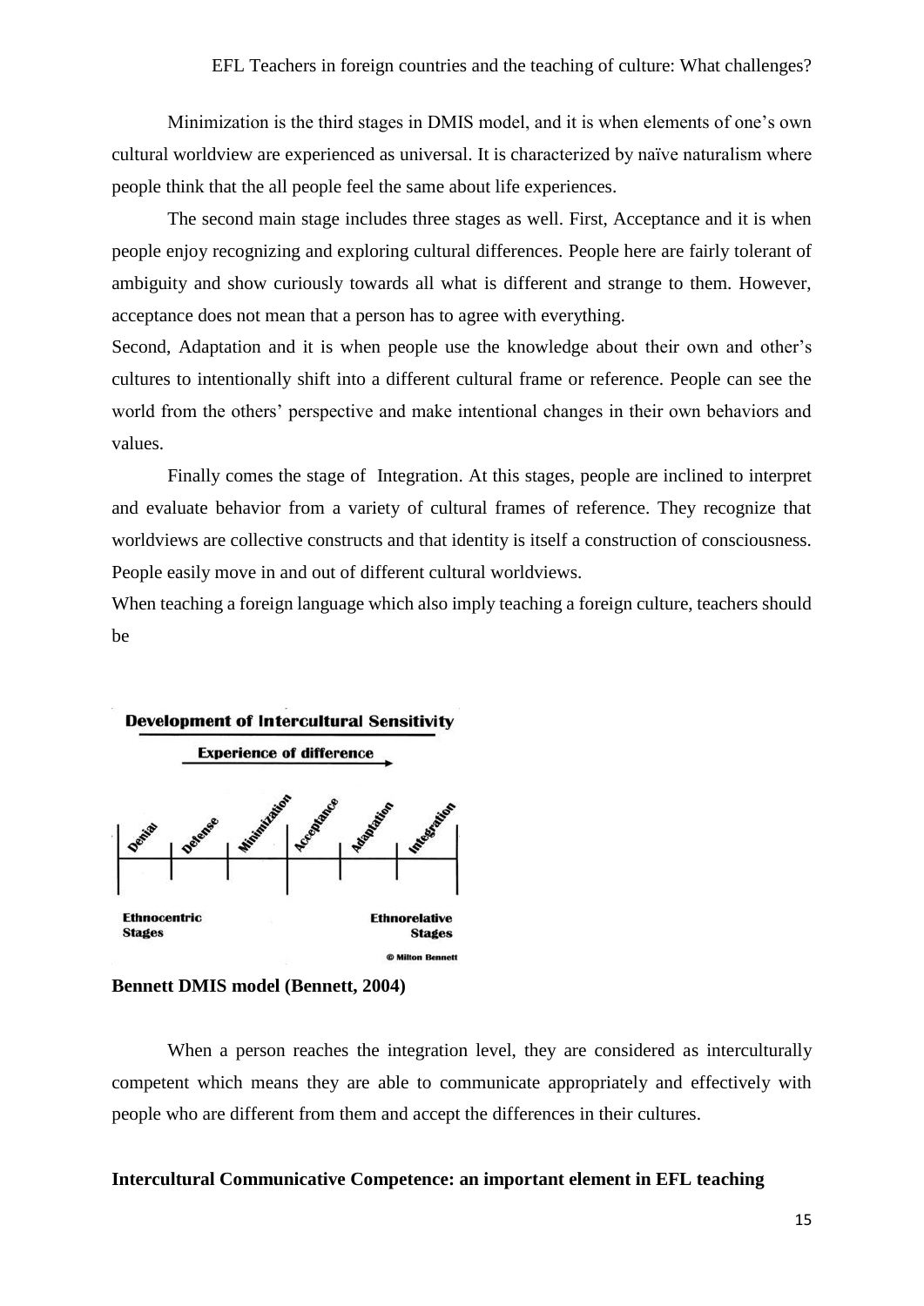Minimization is the third stages in DMIS model, and it is when elements of one's own cultural worldview are experienced as universal. It is characterized by naïve naturalism where people think that the all people feel the same about life experiences.

The second main stage includes three stages as well. First, Acceptance and it is when people enjoy recognizing and exploring cultural differences. People here are fairly tolerant of ambiguity and show curiously towards all what is different and strange to them. However, acceptance does not mean that a person has to agree with everything.

Second, Adaptation and it is when people use the knowledge about their own and other's cultures to intentionally shift into a different cultural frame or reference. People can see the world from the others' perspective and make intentional changes in their own behaviors and values.

Finally comes the stage of Integration. At this stages, people are inclined to interpret and evaluate behavior from a variety of cultural frames of reference. They recognize that worldviews are collective constructs and that identity is itself a construction of consciousness. People easily move in and out of different cultural worldviews.

When teaching a foreign language which also imply teaching a foreign culture, teachers should be

**Development of Intercultural Sensitivity**

**Experience of difference** →

Denial | Defense | Minimization | Acceptance | Adaptation | Integration

**Ethnocentric Stages** — **Ethnorelative Stages**

© Milton Bennett

**Bennett DMIS model (Bennett, 2004)**

When a person reaches the integration level, they are considered as interculturally competent which means they are able to communicate appropriately and effectively with people who are different from them and accept the differences in their cultures.

**Intercultural Communicative Competence: an important element in EFL teaching**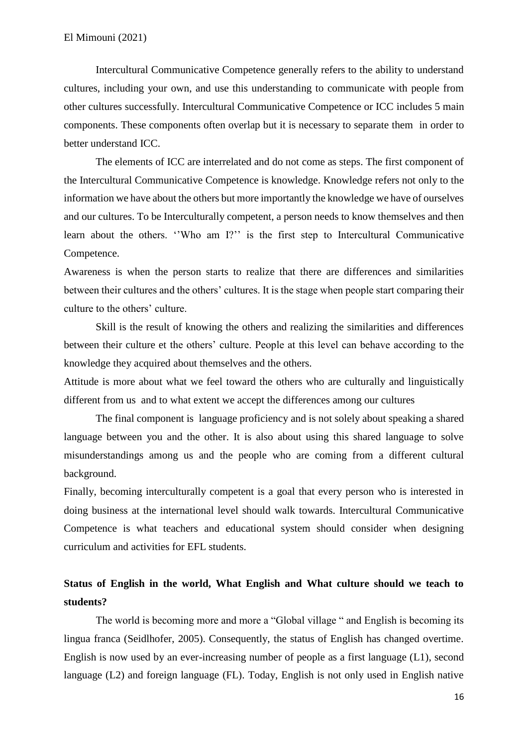Intercultural Communicative Competence generally refers to the ability to understand cultures, including your own, and use this understanding to communicate with people from other cultures successfully. Intercultural Communicative Competence or ICC includes 5 main components. These components often overlap but it is necessary to separate them in order to better understand ICC.

The elements of ICC are interrelated and do not come as steps. The first component of the Intercultural Communicative Competence is knowledge. Knowledge refers not only to the information we have about the others but more importantly the knowledge we have of ourselves and our cultures. To be Interculturally competent, a person needs to know themselves and then learn about the others. ''Who am I?'' is the first step to Intercultural Communicative Competence.

Awareness is when the person starts to realize that there are differences and similarities between their cultures and the others' cultures. It is the stage when people start comparing their culture to the others' culture.

Skill is the result of knowing the others and realizing the similarities and differences between their culture et the others' culture. People at this level can behave according to the knowledge they acquired about themselves and the others.

Attitude is more about what we feel toward the others who are culturally and linguistically different from us and to what extent we accept the differences among our cultures

The final component is language proficiency and is not solely about speaking a shared language between you and the other. It is also about using this shared language to solve misunderstandings among us and the people who are coming from a different cultural background.

Finally, becoming interculturally competent is a goal that every person who is interested in doing business at the international level should walk towards. Intercultural Communicative Competence is what teachers and educational system should consider when designing curriculum and activities for EFL students.

## Status of English in the world, What English and What culture should we teach to students?

The world is becoming more and more a "Global village " and English is becoming its lingua franca (Seidlhofer, 2005). Consequently, the status of English has changed overtime. English is now used by an ever-increasing number of people as a first language (L1), second language (L2) and foreign language (FL). Today, English is not only used in English native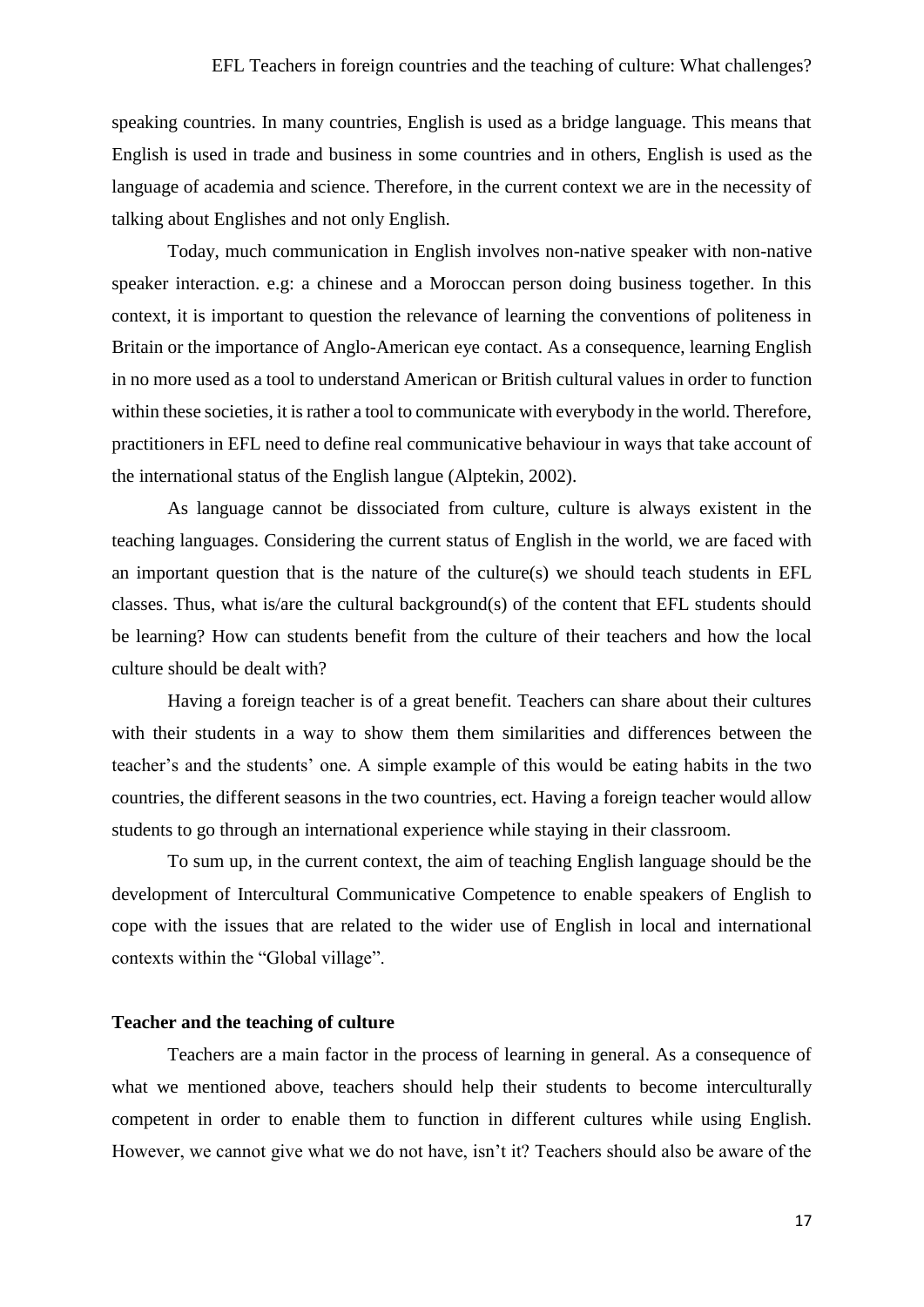speaking countries. In many countries, English is used as a bridge language. This means that English is used in trade and business in some countries and in others, English is used as the language of academia and science. Therefore, in the current context we are in the necessity of talking about Englishes and not only English.

Today, much communication in English involves non-native speaker with non-native speaker interaction. e.g: a chinese and a Moroccan person doing business together. In this context, it is important to question the relevance of learning the conventions of politeness in Britain or the importance of Anglo-American eye contact. As a consequence, learning English in no more used as a tool to understand American or British cultural values in order to function within these societies, it is rather a tool to communicate with everybody in the world. Therefore, practitioners in EFL need to define real communicative behaviour in ways that take account of the international status of the English langue (Alptekin, 2002).

As language cannot be dissociated from culture, culture is always existent in the teaching languages. Considering the current status of English in the world, we are faced with an important question that is the nature of the culture(s) we should teach students in EFL classes. Thus, what is/are the cultural background(s) of the content that EFL students should be learning? How can students benefit from the culture of their teachers and how the local culture should be dealt with?

Having a foreign teacher is of a great benefit. Teachers can share about their cultures with their students in a way to show them them similarities and differences between the teacher's and the students' one. A simple example of this would be eating habits in the two countries, the different seasons in the two countries, ect. Having a foreign teacher would allow students to go through an international experience while staying in their classroom.

To sum up, in the current context, the aim of teaching English language should be the development of Intercultural Communicative Competence to enable speakers of English to cope with the issues that are related to the wider use of English in local and international contexts within the "Global village".

## Teacher and the teaching of culture

Teachers are a main factor in the process of learning in general. As a consequence of what we mentioned above, teachers should help their students to become interculturally competent in order to enable them to function in different cultures while using English. However, we cannot give what we do not have, isn't it? Teachers should also be aware of the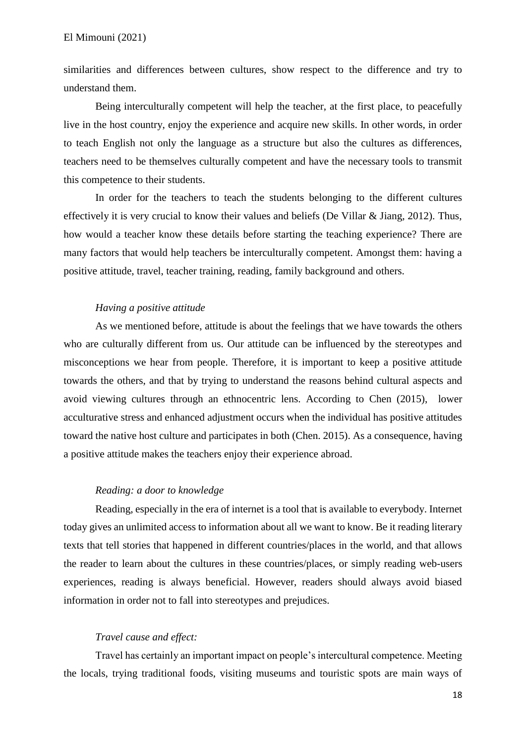similarities and differences between cultures, show respect to the difference and try to understand them.

Being interculturally competent will help the teacher, at the first place, to peacefully live in the host country, enjoy the experience and acquire new skills. In other words, in order to teach English not only the language as a structure but also the cultures as differences, teachers need to be themselves culturally competent and have the necessary tools to transmit this competence to their students.

In order for the teachers to teach the students belonging to the different cultures effectively it is very crucial to know their values and beliefs (De Villar & Jiang, 2012). Thus, how would a teacher know these details before starting the teaching experience? There are many factors that would help teachers be interculturally competent. Amongst them: having a positive attitude, travel, teacher training, reading, family background and others.

*Having a positive attitude*

As we mentioned before, attitude is about the feelings that we have towards the others who are culturally different from us. Our attitude can be influenced by the stereotypes and misconceptions we hear from people. Therefore, it is important to keep a positive attitude towards the others, and that by trying to understand the reasons behind cultural aspects and avoid viewing cultures through an ethnocentric lens. According to Chen (2015), lower acculturative stress and enhanced adjustment occurs when the individual has positive attitudes toward the native host culture and participates in both (Chen. 2015). As a consequence, having a positive attitude makes the teachers enjoy their experience abroad.

*Reading: a door to knowledge*

Reading, especially in the era of internet is a tool that is available to everybody. Internet today gives an unlimited access to information about all we want to know. Be it reading literary texts that tell stories that happened in different countries/places in the world, and that allows the reader to learn about the cultures in these countries/places, or simply reading web-users experiences, reading is always beneficial. However, readers should always avoid biased information in order not to fall into stereotypes and prejudices.

*Travel cause and effect:*

Travel has certainly an important impact on people's intercultural competence. Meeting the locals, trying traditional foods, visiting museums and touristic spots are main ways of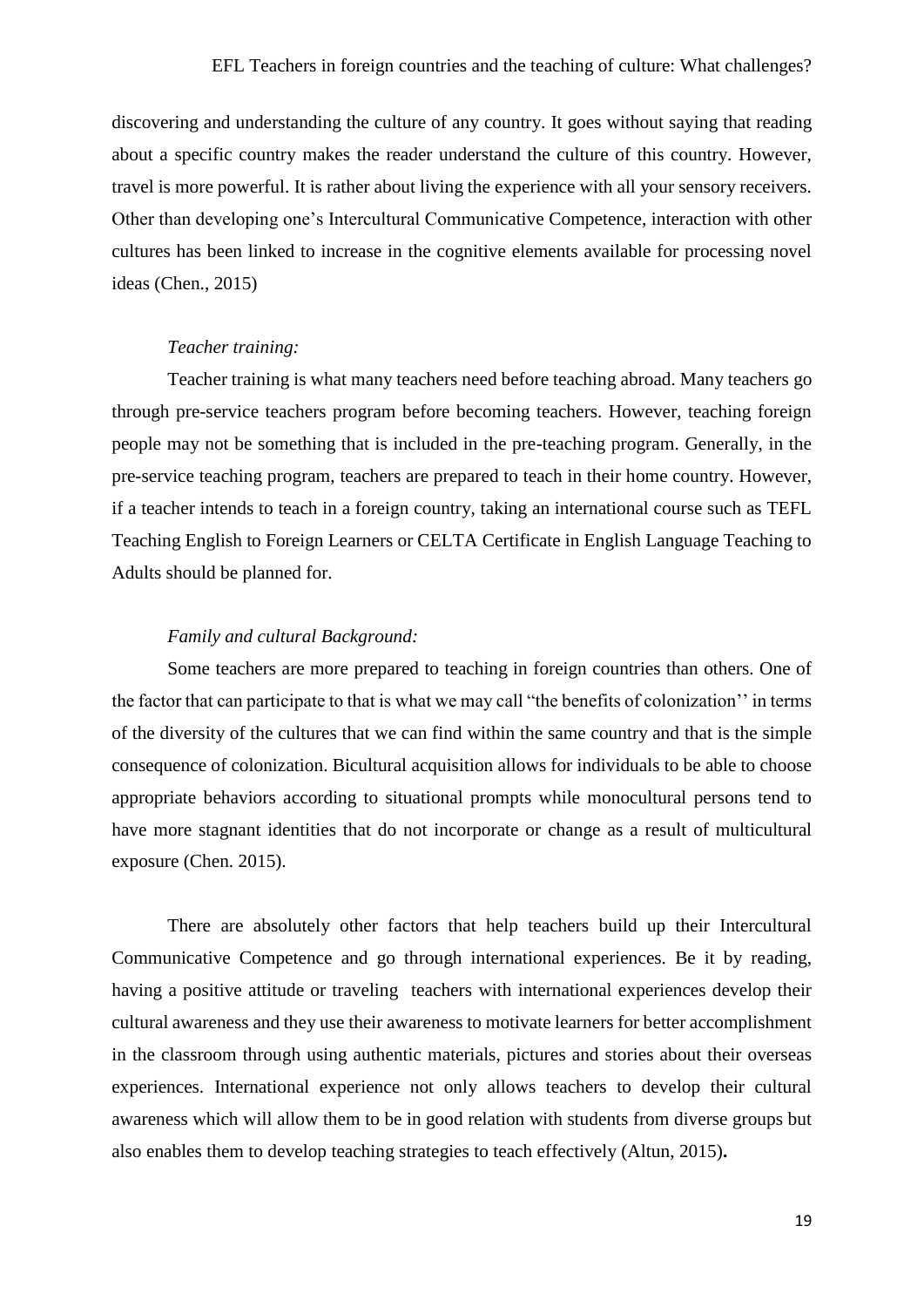discovering and understanding the culture of any country. It goes without saying that reading about a specific country makes the reader understand the culture of this country. However, travel is more powerful. It is rather about living the experience with all your sensory receivers. Other than developing one's Intercultural Communicative Competence, interaction with other cultures has been linked to increase in the cognitive elements available for processing novel ideas (Chen., 2015)

*Teacher training:*

Teacher training is what many teachers need before teaching abroad. Many teachers go through pre-service teachers program before becoming teachers. However, teaching foreign people may not be something that is included in the pre-teaching program. Generally, in the pre-service teaching program, teachers are prepared to teach in their home country. However, if a teacher intends to teach in a foreign country, taking an international course such as TEFL Teaching English to Foreign Learners or CELTA Certificate in English Language Teaching to Adults should be planned for.

*Family and cultural Background:*

Some teachers are more prepared to teaching in foreign countries than others. One of the factor that can participate to that is what we may call "the benefits of colonization'' in terms of the diversity of the cultures that we can find within the same country and that is the simple consequence of colonization. Bicultural acquisition allows for individuals to be able to choose appropriate behaviors according to situational prompts while monocultural persons tend to have more stagnant identities that do not incorporate or change as a result of multicultural exposure (Chen. 2015).

There are absolutely other factors that help teachers build up their Intercultural Communicative Competence and go through international experiences. Be it by reading, having a positive attitude or traveling teachers with international experiences develop their cultural awareness and they use their awareness to motivate learners for better accomplishment in the classroom through using authentic materials, pictures and stories about their overseas experiences. International experience not only allows teachers to develop their cultural awareness which will allow them to be in good relation with students from diverse groups but also enables them to develop teaching strategies to teach effectively (Altun, 2015).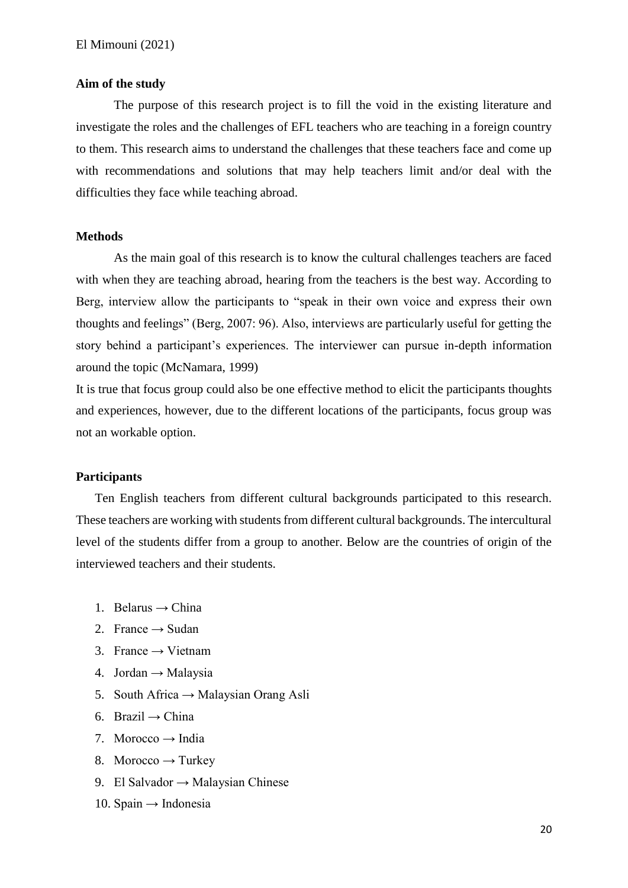### Aim of the study

The purpose of this research project is to fill the void in the existing literature and investigate the roles and the challenges of EFL teachers who are teaching in a foreign country to them. This research aims to understand the challenges that these teachers face and come up with recommendations and solutions that may help teachers limit and/or deal with the difficulties they face while teaching abroad.

### Methods

As the main goal of this research is to know the cultural challenges teachers are faced with when they are teaching abroad, hearing from the teachers is the best way. According to Berg, interview allow the participants to "speak in their own voice and express their own thoughts and feelings" (Berg, 2007: 96). Also, interviews are particularly useful for getting the story behind a participant's experiences. The interviewer can pursue in-depth information around the topic (McNamara, 1999)

It is true that focus group could also be one effective method to elicit the participants thoughts and experiences, however, due to the different locations of the participants, focus group was not an workable option.

### Participants

Ten English teachers from different cultural backgrounds participated to this research. These teachers are working with students from different cultural backgrounds. The intercultural level of the students differ from a group to another. Below are the countries of origin of the interviewed teachers and their students.

1. Belarus → China
2. France → Sudan
3. France → Vietnam
4. Jordan → Malaysia
5. South Africa → Malaysian Orang Asli
6. Brazil → China
7. Morocco → India
8. Morocco → Turkey
9. El Salvador → Malaysian Chinese
10. Spain → Indonesia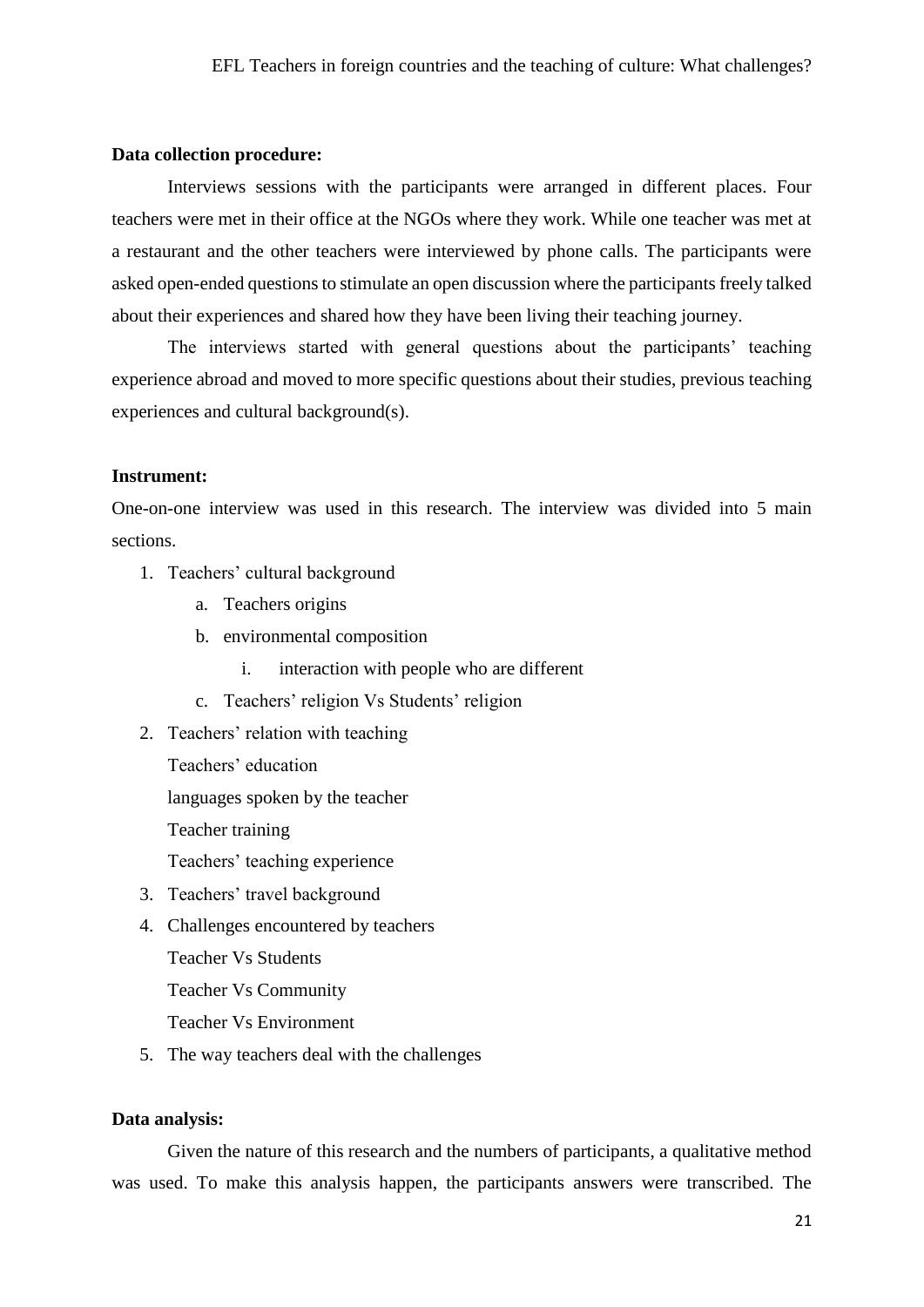**Data collection procedure:**

Interviews sessions with the participants were arranged in different places. Four teachers were met in their office at the NGOs where they work. While one teacher was met at a restaurant and the other teachers were interviewed by phone calls. The participants were asked open-ended questions to stimulate an open discussion where the participants freely talked about their experiences and shared how they have been living their teaching journey.

The interviews started with general questions about the participants' teaching experience abroad and moved to more specific questions about their studies, previous teaching experiences and cultural background(s).

**Instrument:**

One-on-one interview was used in this research. The interview was divided into 5 main sections.

1. Teachers' cultural background
    a. Teachers origins
    b. environmental composition
        i. interaction with people who are different
    c. Teachers' religion Vs Students' religion
2. Teachers' relation with teaching

    Teachers' education

    languages spoken by the teacher

    Teacher training

    Teachers' teaching experience
3. Teachers' travel background
4. Challenges encountered by teachers

    Teacher Vs Students

    Teacher Vs Community

    Teacher Vs Environment
5. The way teachers deal with the challenges

**Data analysis:**

Given the nature of this research and the numbers of participants, a qualitative method was used. To make this analysis happen, the participants answers were transcribed. The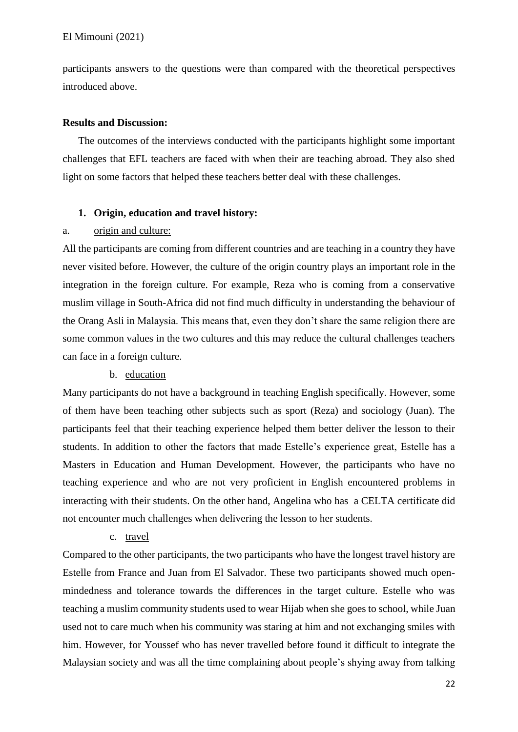participants answers to the questions were than compared with the theoretical perspectives introduced above.

**Results and Discussion:**

The outcomes of the interviews conducted with the participants highlight some important challenges that EFL teachers are faced with when their are teaching abroad. They also shed light on some factors that helped these teachers better deal with these challenges.

## 1. Origin, education and travel history:

a. origin and culture:

All the participants are coming from different countries and are teaching in a country they have never visited before. However, the culture of the origin country plays an important role in the integration in the foreign culture. For example, Reza who is coming from a conservative muslim village in South-Africa did not find much difficulty in understanding the behaviour of the Orang Asli in Malaysia. This means that, even they don't share the same religion there are some common values in the two cultures and this may reduce the cultural challenges teachers can face in a foreign culture.

b. education

Many participants do not have a background in teaching English specifically. However, some of them have been teaching other subjects such as sport (Reza) and sociology (Juan). The participants feel that their teaching experience helped them better deliver the lesson to their students. In addition to other the factors that made Estelle's experience great, Estelle has a Masters in Education and Human Development. However, the participants who have no teaching experience and who are not very proficient in English encountered problems in interacting with their students. On the other hand, Angelina who has a CELTA certificate did not encounter much challenges when delivering the lesson to her students.

c. travel

Compared to the other participants, the two participants who have the longest travel history are Estelle from France and Juan from El Salvador. These two participants showed much open-mindedness and tolerance towards the differences in the target culture. Estelle who was teaching a muslim community students used to wear Hijab when she goes to school, while Juan used not to care much when his community was staring at him and not exchanging smiles with him. However, for Youssef who has never travelled before found it difficult to integrate the Malaysian society and was all the time complaining about people's shying away from talking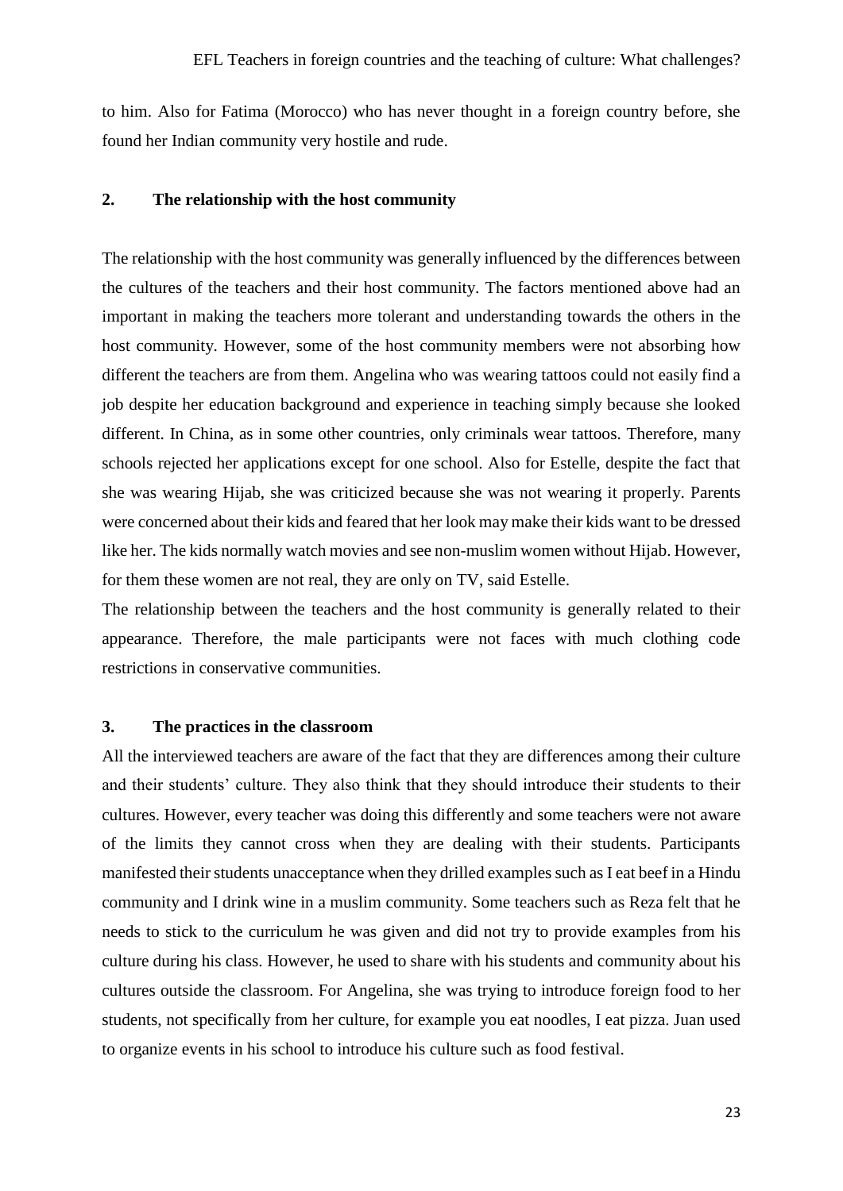to him. Also for Fatima (Morocco) who has never thought in a foreign country before, she found her Indian community very hostile and rude.

## 2. The relationship with the host community

The relationship with the host community was generally influenced by the differences between the cultures of the teachers and their host community. The factors mentioned above had an important in making the teachers more tolerant and understanding towards the others in the host community. However, some of the host community members were not absorbing how different the teachers are from them. Angelina who was wearing tattoos could not easily find a job despite her education background and experience in teaching simply because she looked different. In China, as in some other countries, only criminals wear tattoos. Therefore, many schools rejected her applications except for one school. Also for Estelle, despite the fact that she was wearing Hijab, she was criticized because she was not wearing it properly. Parents were concerned about their kids and feared that her look may make their kids want to be dressed like her. The kids normally watch movies and see non-muslim women without Hijab. However, for them these women are not real, they are only on TV, said Estelle.

The relationship between the teachers and the host community is generally related to their appearance. Therefore, the male participants were not faces with much clothing code restrictions in conservative communities.

## 3. The practices in the classroom

All the interviewed teachers are aware of the fact that they are differences among their culture and their students' culture. They also think that they should introduce their students to their cultures. However, every teacher was doing this differently and some teachers were not aware of the limits they cannot cross when they are dealing with their students. Participants manifested their students unacceptance when they drilled examples such as I eat beef in a Hindu community and I drink wine in a muslim community. Some teachers such as Reza felt that he needs to stick to the curriculum he was given and did not try to provide examples from his culture during his class. However, he used to share with his students and community about his cultures outside the classroom. For Angelina, she was trying to introduce foreign food to her students, not specifically from her culture, for example you eat noodles, I eat pizza. Juan used to organize events in his school to introduce his culture such as food festival.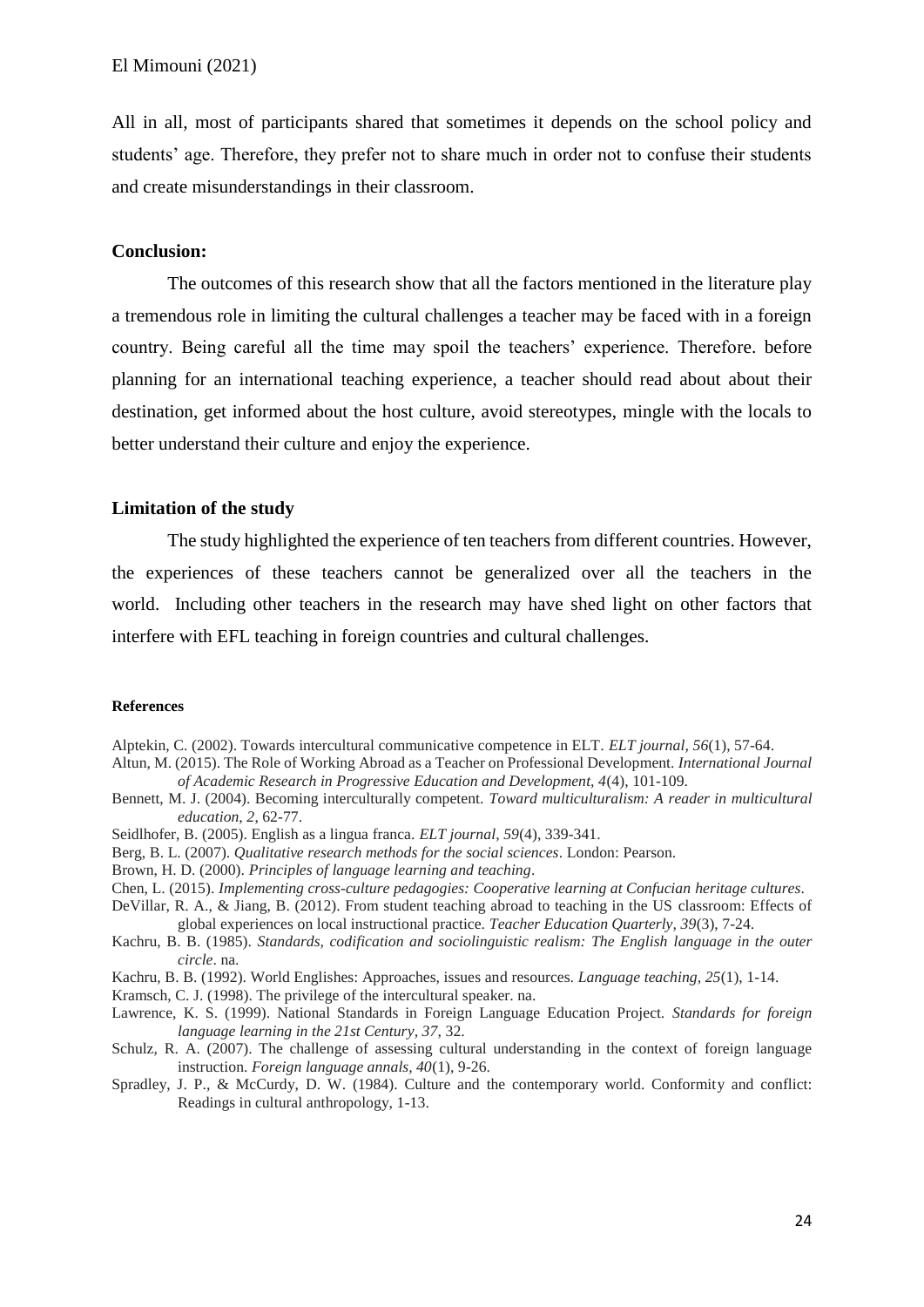All in all, most of participants shared that sometimes it depends on the school policy and students' age. Therefore, they prefer not to share much in order not to confuse their students and create misunderstandings in their classroom.

## Conclusion:

The outcomes of this research show that all the factors mentioned in the literature play a tremendous role in limiting the cultural challenges a teacher may be faced with in a foreign country. Being careful all the time may spoil the teachers' experience. Therefore. before planning for an international teaching experience, a teacher should read about about their destination, get informed about the host culture, avoid stereotypes, mingle with the locals to better understand their culture and enjoy the experience.

## Limitation of the study

The study highlighted the experience of ten teachers from different countries. However, the experiences of these teachers cannot be generalized over all the teachers in the world. Including other teachers in the research may have shed light on other factors that interfere with EFL teaching in foreign countries and cultural challenges.

### References

Alptekin, C. (2002). Towards intercultural communicative competence in ELT. *ELT journal*, *56*(1), 57-64.

Altun, M. (2015). The Role of Working Abroad as a Teacher on Professional Development. *International Journal of Academic Research in Progressive Education and Development*, *4*(4), 101-109.

Bennett, M. J. (2004). Becoming interculturally competent. *Toward multiculturalism: A reader in multicultural education*, *2*, 62-77.

Seidlhofer, B. (2005). English as a lingua franca. *ELT journal*, *59*(4), 339-341.

Berg, B. L. (2007). *Qualitative research methods for the social sciences*. London: Pearson.

Brown, H. D. (2000). *Principles of language learning and teaching*.

Chen, L. (2015). *Implementing cross-culture pedagogies: Cooperative learning at Confucian heritage cultures*.

DeVillar, R. A., & Jiang, B. (2012). From student teaching abroad to teaching in the US classroom: Effects of global experiences on local instructional practice. *Teacher Education Quarterly, 39*(3), 7-24.

Kachru, B. B. (1985). *Standards, codification and sociolinguistic realism: The English language in the outer circle*. na.

Kachru, B. B. (1992). World Englishes: Approaches, issues and resources. *Language teaching, 25*(1), 1-14.

Kramsch, C. J. (1998). The privilege of the intercultural speaker. na.

Lawrence, K. S. (1999). National Standards in Foreign Language Education Project. *Standards for foreign language learning in the 21st Century*, *37*, 32.

Schulz, R. A. (2007). The challenge of assessing cultural understanding in the context of foreign language instruction. *Foreign language annals*, *40*(1), 9-26.

Spradley, J. P., & McCurdy, D. W. (1984). Culture and the contemporary world. Conformity and conflict: Readings in cultural anthropology, 1-13.